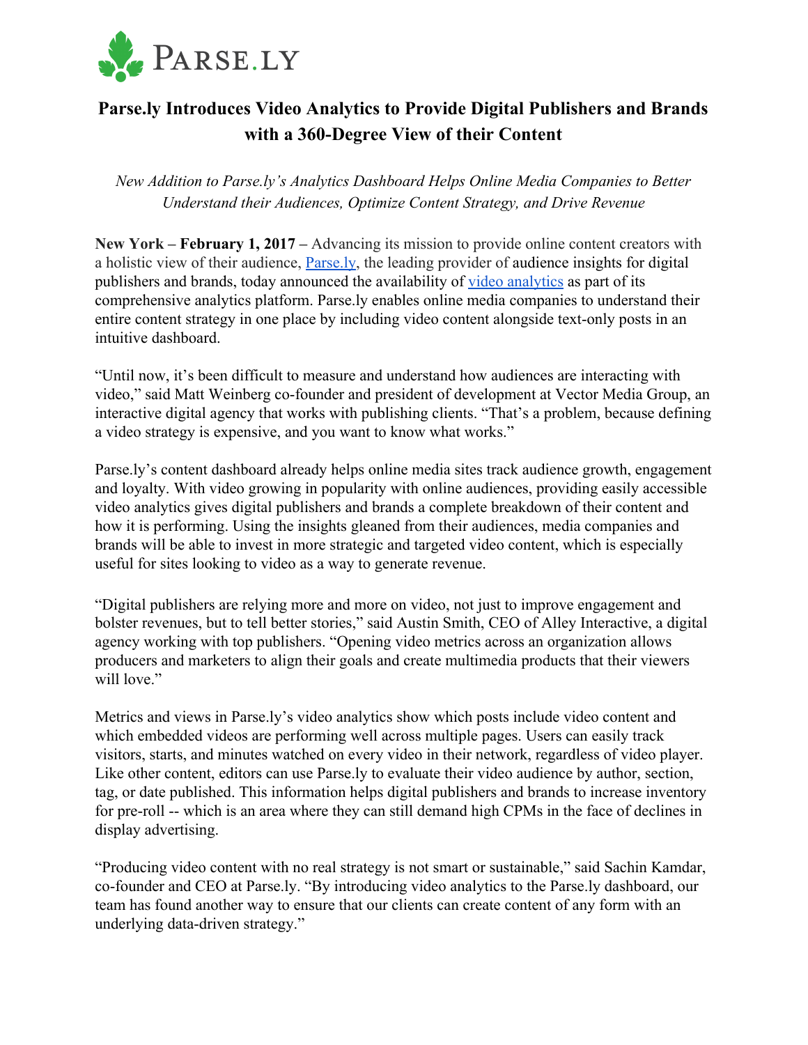PARSE.LY

# Parse.ly Introduces Video Analytics to Provide Digital Publishers and Brands with a 360-Degree View of their Content

*New Addition to Parse.ly's Analytics Dashboard Helps Online Media Companies to Better Understand their Audiences, Optimize Content Strategy, and Drive Revenue*

**New York – February 1, 2017 –** Advancing its mission to provide online content creators with a holistic view of their audience, [Parse.ly](), the leading provider of audience insights for digital publishers and brands, today announced the availability of [video analytics]() as part of its comprehensive analytics platform. Parse.ly enables online media companies to understand their entire content strategy in one place by including video content alongside text-only posts in an intuitive dashboard.

"Until now, it's been difficult to measure and understand how audiences are interacting with video," said Matt Weinberg co-founder and president of development at Vector Media Group, an interactive digital agency that works with publishing clients. "That's a problem, because defining a video strategy is expensive, and you want to know what works."

Parse.ly's content dashboard already helps online media sites track audience growth, engagement and loyalty. With video growing in popularity with online audiences, providing easily accessible video analytics gives digital publishers and brands a complete breakdown of their content and how it is performing. Using the insights gleaned from their audiences, media companies and brands will be able to invest in more strategic and targeted video content, which is especially useful for sites looking to video as a way to generate revenue.

"Digital publishers are relying more and more on video, not just to improve engagement and bolster revenues, but to tell better stories," said Austin Smith, CEO of Alley Interactive, a digital agency working with top publishers. "Opening video metrics across an organization allows producers and marketers to align their goals and create multimedia products that their viewers will love."

Metrics and views in Parse.ly's video analytics show which posts include video content and which embedded videos are performing well across multiple pages. Users can easily track visitors, starts, and minutes watched on every video in their network, regardless of video player. Like other content, editors can use Parse.ly to evaluate their video audience by author, section, tag, or date published. This information helps digital publishers and brands to increase inventory for pre-roll -- which is an area where they can still demand high CPMs in the face of declines in display advertising.

"Producing video content with no real strategy is not smart or sustainable," said Sachin Kamdar, co-founder and CEO at Parse.ly. "By introducing video analytics to the Parse.ly dashboard, our team has found another way to ensure that our clients can create content of any form with an underlying data-driven strategy."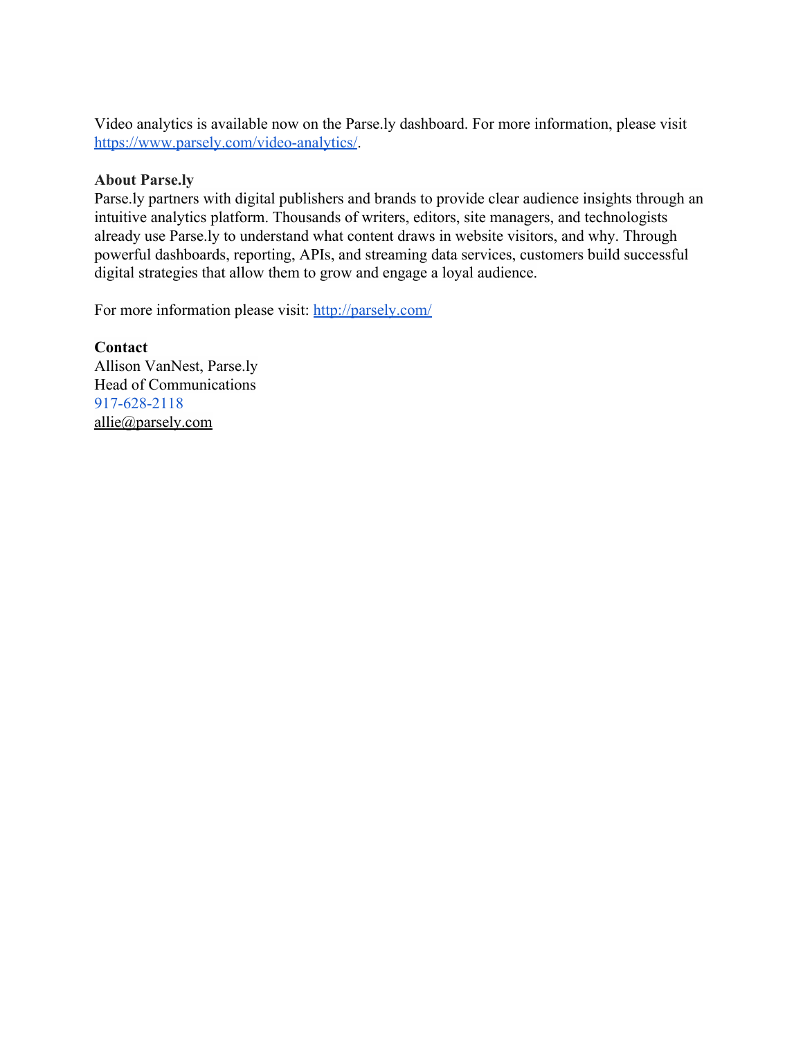Video analytics is available now on the Parse.ly dashboard. For more information, please visit https://www.parsely.com/video-analytics/.

**About Parse.ly**

Parse.ly partners with digital publishers and brands to provide clear audience insights through an intuitive analytics platform. Thousands of writers, editors, site managers, and technologists already use Parse.ly to understand what content draws in website visitors, and why. Through powerful dashboards, reporting, APIs, and streaming data services, customers build successful digital strategies that allow them to grow and engage a loyal audience.

For more information please visit: http://parsely.com/

**Contact**

Allison VanNest, Parse.ly
Head of Communications
917-628-2118
allie@parsely.com